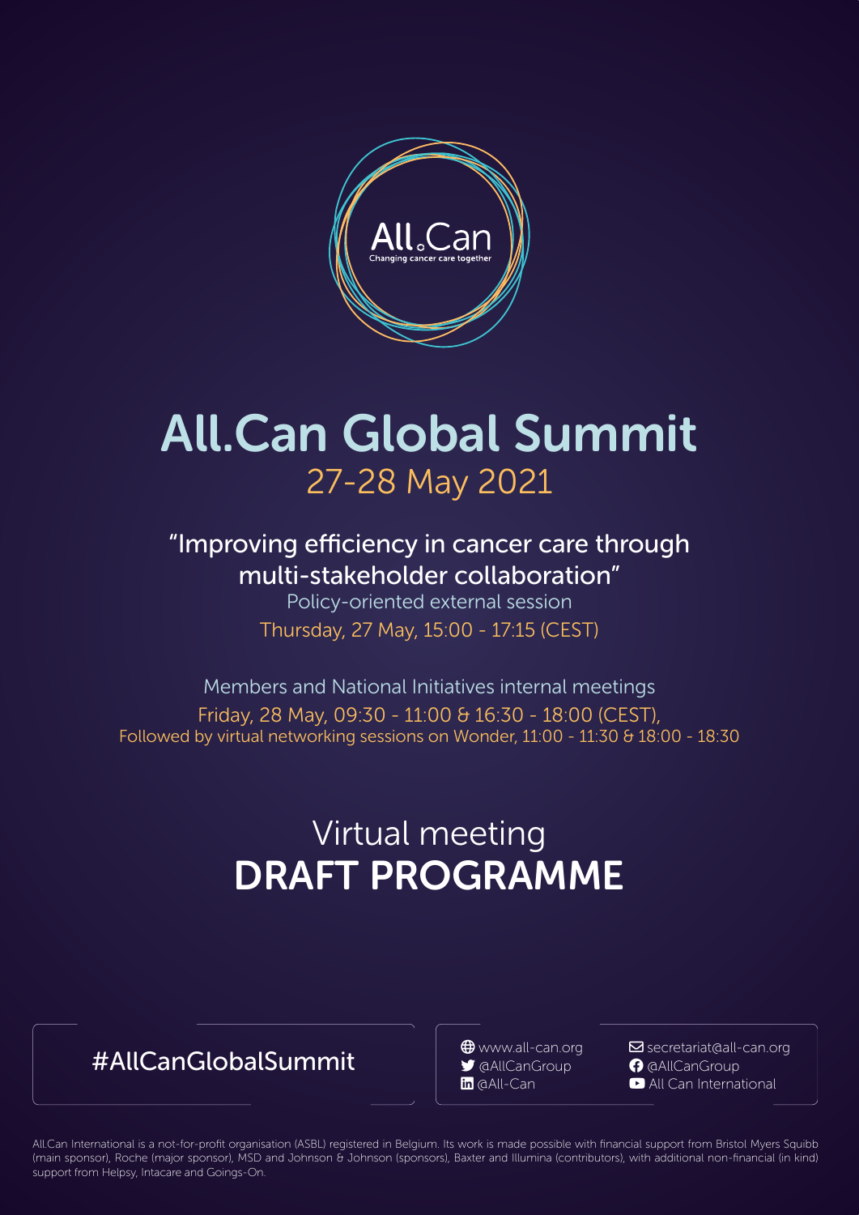All.Can
Changing cancer care together

# All.Can Global Summit

27-28 May 2021

## "Improving efficiency in cancer care through multi-stakeholder collaboration"

Policy-oriented external session

Thursday, 27 May, 15:00 - 17:15 (CEST)

Members and National Initiatives internal meetings

Friday, 28 May, 09:30 - 11:00 & 16:30 - 18:00 (CEST),
Followed by virtual networking sessions on Wonder, 11:00 - 11:30 & 18:00 - 18:30

## Virtual meeting
# DRAFT PROGRAMME

#AllCanGlobalSummit

- www.all-can.org
- @AllCanGroup
- @All-Can
- secretariat@all-can.org
- @AllCanGroup
- All Can International

All.Can International is a not-for-profit organisation (ASBL) registered in Belgium. Its work is made possible with financial support from Bristol Myers Squibb (main sponsor), Roche (major sponsor), MSD and Johnson & Johnson (sponsors), Baxter and Illumina (contributors), with additional non-financial (in kind) support from Helpsy, Intacare and Goings-On.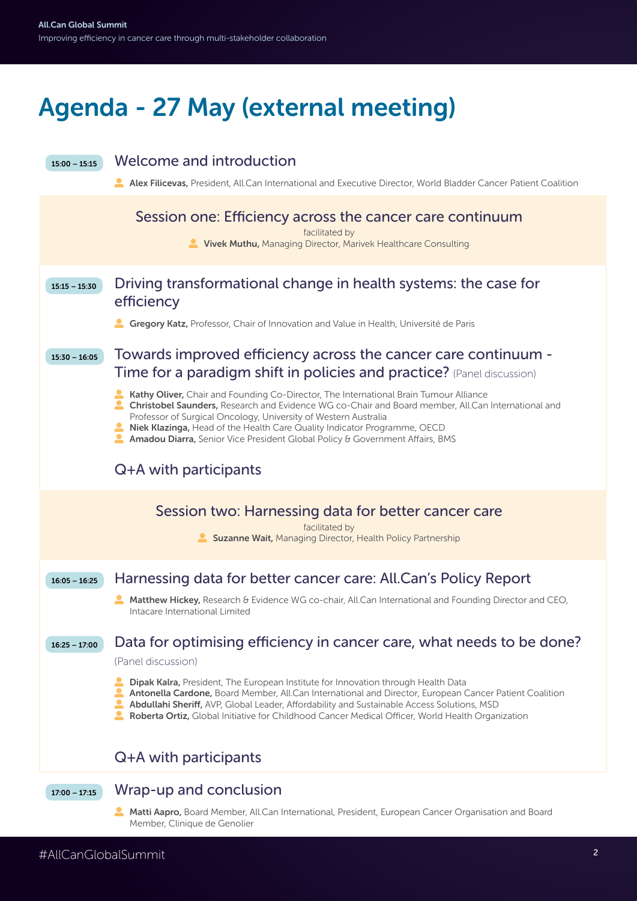# Agenda - 27 May (external meeting)

**15:00 – 15:15** **Welcome and introduction**

- **Alex Filicevas,** President, All.Can International and Executive Director, World Bladder Cancer Patient Coalition

## Session one: Efficiency across the cancer care continuum

facilitated by

- **Vivek Muthu,** Managing Director, Marivek Healthcare Consulting

**15:15 – 15:30** **Driving transformational change in health systems: the case for efficiency**

- **Gregory Katz,** Professor, Chair of Innovation and Value in Health, Université de Paris

**15:30 – 16:05** **Towards improved efficiency across the cancer care continuum - Time for a paradigm shift in policies and practice?** (Panel discussion)

- **Kathy Oliver,** Chair and Founding Co-Director, The International Brain Tumour Alliance
- **Christobel Saunders,** Research and Evidence WG co-Chair and Board member, All.Can International and Professor of Surgical Oncology, University of Western Australia
- **Niek Klazinga,** Head of the Health Care Quality Indicator Programme, OECD
- **Amadou Diarra,** Senior Vice President Global Policy & Government Affairs, BMS

**Q+A with participants**

## Session two: Harnessing data for better cancer care

facilitated by

- **Suzanne Wait,** Managing Director, Health Policy Partnership

**16:05 – 16:25** **Harnessing data for better cancer care: All.Can's Policy Report**

- **Matthew Hickey,** Research & Evidence WG co-chair, All.Can International and Founding Director and CEO, Intacare International Limited

**16:25 – 17:00** **Data for optimising efficiency in cancer care, what needs to be done?** (Panel discussion)

- **Dipak Kalra,** President, The European Institute for Innovation through Health Data
- **Antonella Cardone,** Board Member, All.Can International and Director, European Cancer Patient Coalition
- **Abdullahi Sheriff,** AVP, Global Leader, Affordability and Sustainable Access Solutions, MSD
- **Roberta Ortiz,** Global Initiative for Childhood Cancer Medical Officer, World Health Organization

**Q+A with participants**

**17:00 – 17:15** **Wrap-up and conclusion**

- **Matti Aapro,** Board Member, All.Can International, President, European Cancer Organisation and Board Member, Clinique de Genolier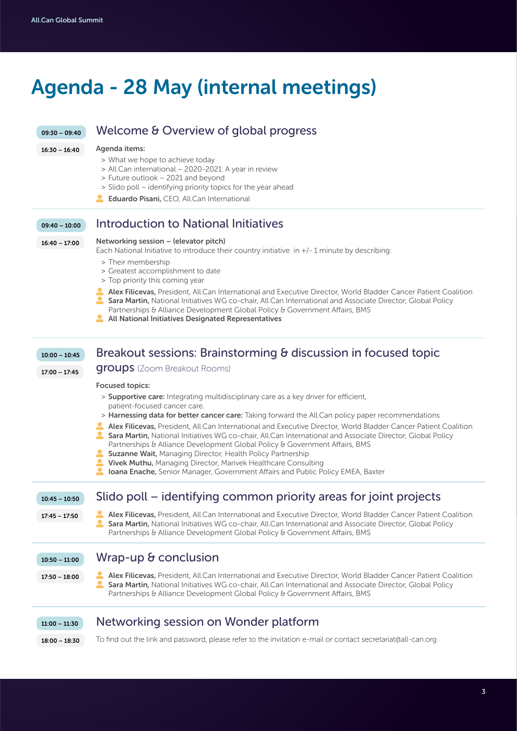# Agenda - 28 May (internal meetings)

09:30 – 09:40

16:30 – 16:40

## Welcome & Overview of global progress

**Agenda items:**

> What we hope to achieve today
> All.Can international – 2020-2021: A year in review
> Future outlook – 2021 and beyond
> Slido poll – identifying priority topics for the year ahead

**Eduardo Pisani,** CEO, All.Can International

09:40 – 10:00

16:40 – 17:00

## Introduction to National Initiatives

**Networking session – (elevator pitch)**

Each National Initiative to introduce their country initiative in +/- 1 minute by describing:

> Their membership
> Greatest accomplishment to date
> Top priority this coming year

**Alex Filicevas,** President, All.Can International and Executive Director, World Bladder Cancer Patient Coalition

**Sara Martin,** National Initiatives WG co-chair, All.Can International and Associate Director, Global Policy Partnerships & Alliance Development Global Policy & Government Affairs, BMS

**All National Initiatives Designated Representatives**

10:00 – 10:45

17:00 – 17:45

## Breakout sessions: Brainstorming & discussion in focused topic groups (Zoom Breakout Rooms)

**Focused topics:**

> **Supportive care:** Integrating multidisciplinary care as a key driver for efficient, patient-focused cancer care.
> **Harnessing data for better cancer care:** Taking forward the All.Can policy paper recommendations

**Alex Filicevas,** President, All.Can International and Executive Director, World Bladder Cancer Patient Coalition

**Sara Martin,** National Initiatives WG co-chair, All.Can International and Associate Director, Global Policy Partnerships & Alliance Development Global Policy & Government Affairs, BMS

**Suzanne Wait,** Managing Director, Health Policy Partnership

**Vivek Muthu,** Managing Director, Marivek Healthcare Consulting

**Ioana Enache,** Senior Manager, Government Affairs and Public Policy EMEA, Baxter

10:45 – 10:50

17:45 – 17:50

## Slido poll – identifying common priority areas for joint projects

**Alex Filicevas,** President, All.Can International and Executive Director, World Bladder Cancer Patient Coalition

**Sara Martin,** National Initiatives WG co-chair, All.Can International and Associate Director, Global Policy Partnerships & Alliance Development Global Policy & Government Affairs, BMS

10:50 – 11:00

17:50 – 18:00

## Wrap-up & conclusion

**Alex Filicevas,** President, All.Can International and Executive Director, World Bladder Cancer Patient Coalition

**Sara Martin,** National Initiatives WG co-chair, All.Can International and Associate Director, Global Policy Partnerships & Alliance Development Global Policy & Government Affairs, BMS

11:00 – 11:30

18:00 – 18:30

## Networking session on Wonder platform

To find out the link and password, please refer to the invitation e-mail or contact secretariat@all-can.org